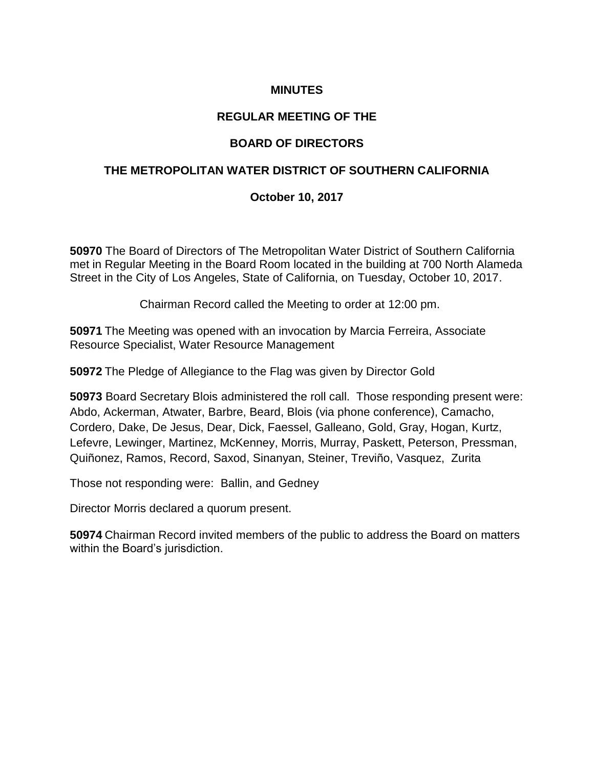# MINUTES

## REGULAR MEETING OF THE

## BOARD OF DIRECTORS

## THE METROPOLITAN WATER DISTRICT OF SOUTHERN CALIFORNIA

## October 10, 2017

**50970** The Board of Directors of The Metropolitan Water District of Southern California met in Regular Meeting in the Board Room located in the building at 700 North Alameda Street in the City of Los Angeles, State of California, on Tuesday, October 10, 2017.

Chairman Record called the Meeting to order at 12:00 pm.

**50971** The Meeting was opened with an invocation by Marcia Ferreira, Associate Resource Specialist, Water Resource Management

**50972** The Pledge of Allegiance to the Flag was given by Director Gold

**50973** Board Secretary Blois administered the roll call. Those responding present were: Abdo, Ackerman, Atwater, Barbre, Beard, Blois (via phone conference), Camacho, Cordero, Dake, De Jesus, Dear, Dick, Faessel, Galleano, Gold, Gray, Hogan, Kurtz, Lefevre, Lewinger, Martinez, McKenney, Morris, Murray, Paskett, Peterson, Pressman, Quiñonez, Ramos, Record, Saxod, Sinanyan, Steiner, Treviño, Vasquez, Zurita

Those not responding were: Ballin, and Gedney

Director Morris declared a quorum present.

**50974** Chairman Record invited members of the public to address the Board on matters within the Board's jurisdiction.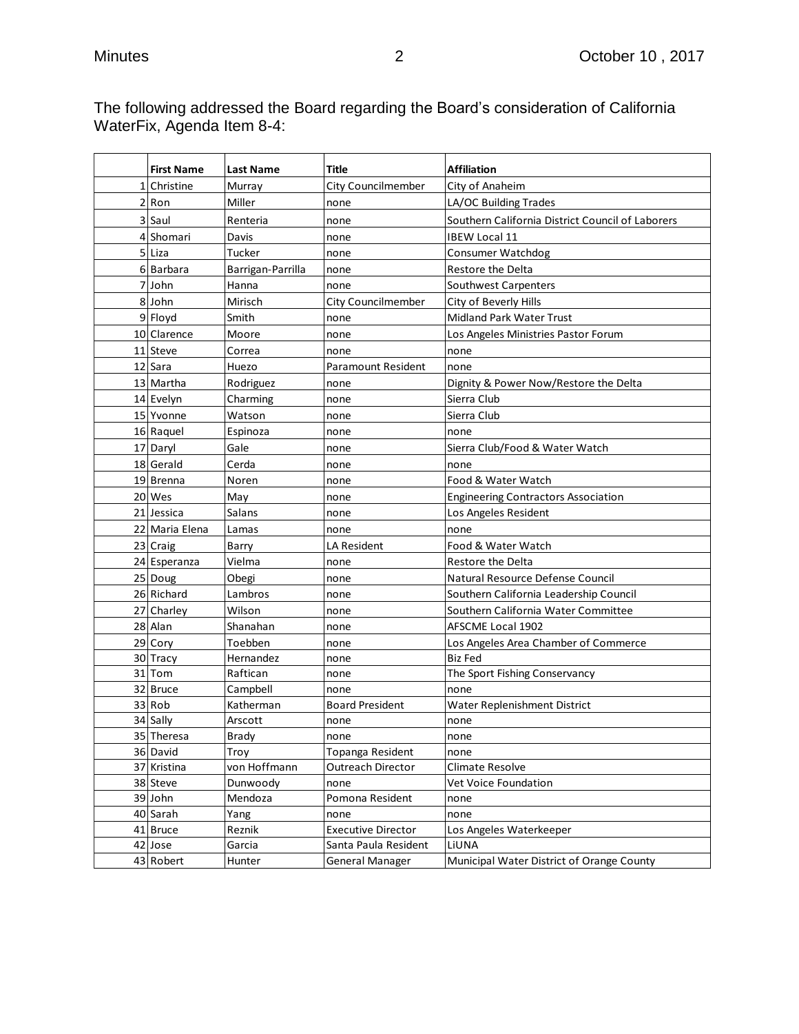The following addressed the Board regarding the Board's consideration of California WaterFix, Agenda Item 8-4:

| | First Name | Last Name | Title | Affiliation |
|---|---|---|---|---|
| 1 | Christine | Murray | City Councilmember | City of Anaheim |
| 2 | Ron | Miller | none | LA/OC Building Trades |
| 3 | Saul | Renteria | none | Southern California District Council of Laborers |
| 4 | Shomari | Davis | none | IBEW Local 11 |
| 5 | Liza | Tucker | none | Consumer Watchdog |
| 6 | Barbara | Barrigan-Parrilla | none | Restore the Delta |
| 7 | John | Hanna | none | Southwest Carpenters |
| 8 | John | Mirisch | City Councilmember | City of Beverly Hills |
| 9 | Floyd | Smith | none | Midland Park Water Trust |
| 10 | Clarence | Moore | none | Los Angeles Ministries Pastor Forum |
| 11 | Steve | Correa | none | none |
| 12 | Sara | Huezo | Paramount Resident | none |
| 13 | Martha | Rodriguez | none | Dignity & Power Now/Restore the Delta |
| 14 | Evelyn | Charming | none | Sierra Club |
| 15 | Yvonne | Watson | none | Sierra Club |
| 16 | Raquel | Espinoza | none | none |
| 17 | Daryl | Gale | none | Sierra Club/Food & Water Watch |
| 18 | Gerald | Cerda | none | none |
| 19 | Brenna | Noren | none | Food & Water Watch |
| 20 | Wes | May | none | Engineering Contractors Association |
| 21 | Jessica | Salans | none | Los Angeles Resident |
| 22 | Maria Elena | Lamas | none | none |
| 23 | Craig | Barry | LA Resident | Food & Water Watch |
| 24 | Esperanza | Vielma | none | Restore the Delta |
| 25 | Doug | Obegi | none | Natural Resource Defense Council |
| 26 | Richard | Lambros | none | Southern California Leadership Council |
| 27 | Charley | Wilson | none | Southern California Water Committee |
| 28 | Alan | Shanahan | none | AFSCME Local 1902 |
| 29 | Cory | Toebben | none | Los Angeles Area Chamber of Commerce |
| 30 | Tracy | Hernandez | none | Biz Fed |
| 31 | Tom | Raftican | none | The Sport Fishing Conservancy |
| 32 | Bruce | Campbell | none | none |
| 33 | Rob | Katherman | Board President | Water Replenishment District |
| 34 | Sally | Arscott | none | none |
| 35 | Theresa | Brady | none | none |
| 36 | David | Troy | Topanga Resident | none |
| 37 | Kristina | von Hoffmann | Outreach Director | Climate Resolve |
| 38 | Steve | Dunwoody | none | Vet Voice Foundation |
| 39 | John | Mendoza | Pomona Resident | none |
| 40 | Sarah | Yang | none | none |
| 41 | Bruce | Reznik | Executive Director | Los Angeles Waterkeeper |
| 42 | Jose | Garcia | Santa Paula Resident | LiUNA |
| 43 | Robert | Hunter | General Manager | Municipal Water District of Orange County |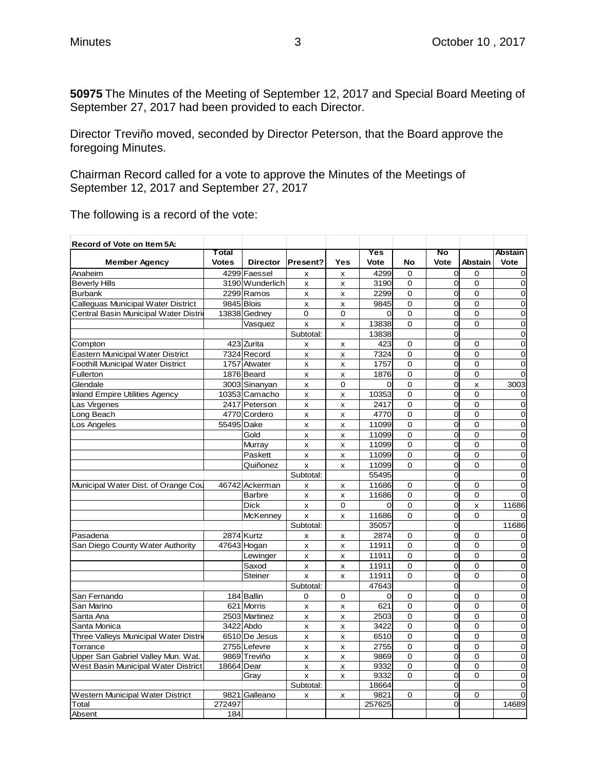**50975** The Minutes of the Meeting of September 12, 2017 and Special Board Meeting of September 27, 2017 had been provided to each Director.

Director Treviño moved, seconded by Director Peterson, that the Board approve the foregoing Minutes.

Chairman Record called for a vote to approve the Minutes of the Meetings of September 12, 2017 and September 27, 2017

The following is a record of the vote:

| Record of Vote on Item 5A: | | | | | | | | | |
|---|---|---|---|---|---|---|---|---|---|
| Member Agency | Total Votes | Director | Present? | Yes | Yes Vote | No | No Vote | Abstain | Abstain Vote |
| Anaheim | 4299 | Faessel | x | x | 4299 | 0 | 0 | 0 | 0 |
| Beverly Hills | 3190 | Wunderlich | x | x | 3190 | 0 | 0 | 0 | 0 |
| Burbank | 2299 | Ramos | x | x | 2299 | 0 | 0 | 0 | 0 |
| Calleguas Municipal Water District | 9845 | Blois | x | x | 9845 | 0 | 0 | 0 | 0 |
| Central Basin Municipal Water Distri | 13838 | Gedney | 0 | 0 | 0 | 0 | 0 | 0 | 0 |
| | | Vasquez | x | x | 13838 | 0 | 0 | 0 | 0 |
| | | | Subtotal: | | 13838 | | 0 | | 0 |
| Compton | 423 | Zurita | x | x | 423 | 0 | 0 | 0 | 0 |
| Eastern Municipal Water District | 7324 | Record | x | x | 7324 | 0 | 0 | 0 | 0 |
| Foothill Municipal Water District | 1757 | Atwater | x | x | 1757 | 0 | 0 | 0 | 0 |
| Fullerton | 1876 | Beard | x | x | 1876 | 0 | 0 | 0 | 0 |
| Glendale | 3003 | Sinanyan | x | 0 | 0 | 0 | 0 | x | 3003 |
| Inland Empire Utilities Agency | 10353 | Camacho | x | x | 10353 | 0 | 0 | 0 | 0 |
| Las Virgenes | 2417 | Peterson | x | x | 2417 | 0 | 0 | 0 | 0 |
| Long Beach | 4770 | Cordero | x | x | 4770 | 0 | 0 | 0 | 0 |
| Los Angeles | 55495 | Dake | x | x | 11099 | 0 | 0 | 0 | 0 |
| | | Gold | x | x | 11099 | 0 | 0 | 0 | 0 |
| | | Murray | x | x | 11099 | 0 | 0 | 0 | 0 |
| | | Paskett | x | x | 11099 | 0 | 0 | 0 | 0 |
| | | Quiñonez | x | x | 11099 | 0 | 0 | 0 | 0 |
| | | | Subtotal: | | 55495 | | 0 | | 0 |
| Municipal Water Dist. of Orange Cou | 46742 | Ackerman | x | x | 11686 | 0 | 0 | 0 | 0 |
| | | Barbre | x | x | 11686 | 0 | 0 | 0 | 0 |
| | | Dick | x | 0 | 0 | 0 | 0 | x | 11686 |
| | | McKenney | x | x | 11686 | 0 | 0 | 0 | 0 |
| | | | Subtotal: | | 35057 | | 0 | | 11686 |
| Pasadena | 2874 | Kurtz | x | x | 2874 | 0 | 0 | 0 | 0 |
| San Diego County Water Authority | 47643 | Hogan | x | x | 11911 | 0 | 0 | 0 | 0 |
| | | Lewinger | x | x | 11911 | 0 | 0 | 0 | 0 |
| | | Saxod | x | x | 11911 | 0 | 0 | 0 | 0 |
| | | Steiner | x | x | 11911 | 0 | 0 | 0 | 0 |
| | | | Subtotal: | | 47643 | | 0 | | 0 |
| San Fernando | 184 | Ballin | 0 | 0 | 0 | 0 | 0 | 0 | 0 |
| San Marino | 621 | Morris | x | x | 621 | 0 | 0 | 0 | 0 |
| Santa Ana | 2503 | Martinez | x | x | 2503 | 0 | 0 | 0 | 0 |
| Santa Monica | 3422 | Abdo | x | x | 3422 | 0 | 0 | 0 | 0 |
| Three Valleys Municipal Water Distri | 6510 | De Jesus | x | x | 6510 | 0 | 0 | 0 | 0 |
| Torrance | 2755 | Lefevre | x | x | 2755 | 0 | 0 | 0 | 0 |
| Upper San Gabriel Valley Mun. Wat. | 9869 | Treviño | x | x | 9869 | 0 | 0 | 0 | 0 |
| West Basin Municipal Water District | 18664 | Dear | x | x | 9332 | 0 | 0 | 0 | 0 |
| | | Gray | x | x | 9332 | 0 | 0 | 0 | 0 |
| | | | Subtotal: | | 18664 | | 0 | | 0 |
| Western Municipal Water District | 9821 | Galleano | x | x | 9821 | 0 | 0 | 0 | 0 |
| Total | 272497 | | | | 257625 | | 0 | | 14689 |
| Absent | 184 | | | | | | | | |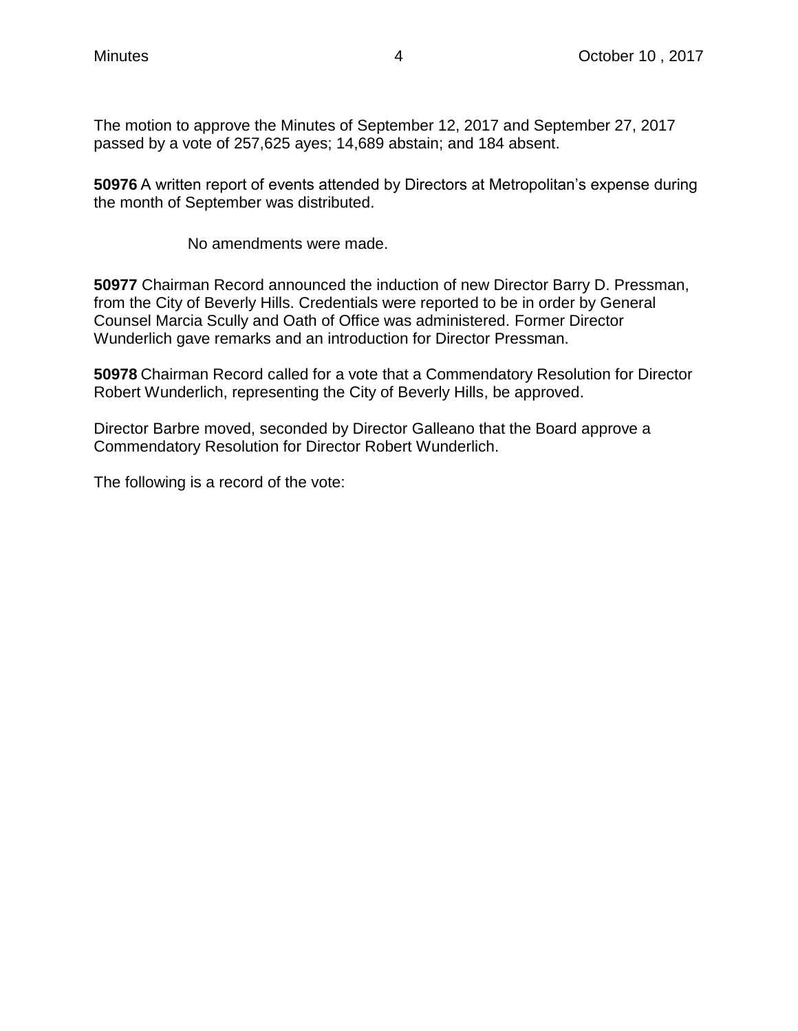The motion to approve the Minutes of September 12, 2017 and September 27, 2017 passed by a vote of 257,625 ayes; 14,689 abstain; and 184 absent.

**50976** A written report of events attended by Directors at Metropolitan's expense during the month of September was distributed.

No amendments were made.

**50977** Chairman Record announced the induction of new Director Barry D. Pressman, from the City of Beverly Hills. Credentials were reported to be in order by General Counsel Marcia Scully and Oath of Office was administered. Former Director Wunderlich gave remarks and an introduction for Director Pressman.

**50978** Chairman Record called for a vote that a Commendatory Resolution for Director Robert Wunderlich, representing the City of Beverly Hills, be approved.

Director Barbre moved, seconded by Director Galleano that the Board approve a Commendatory Resolution for Director Robert Wunderlich.

The following is a record of the vote: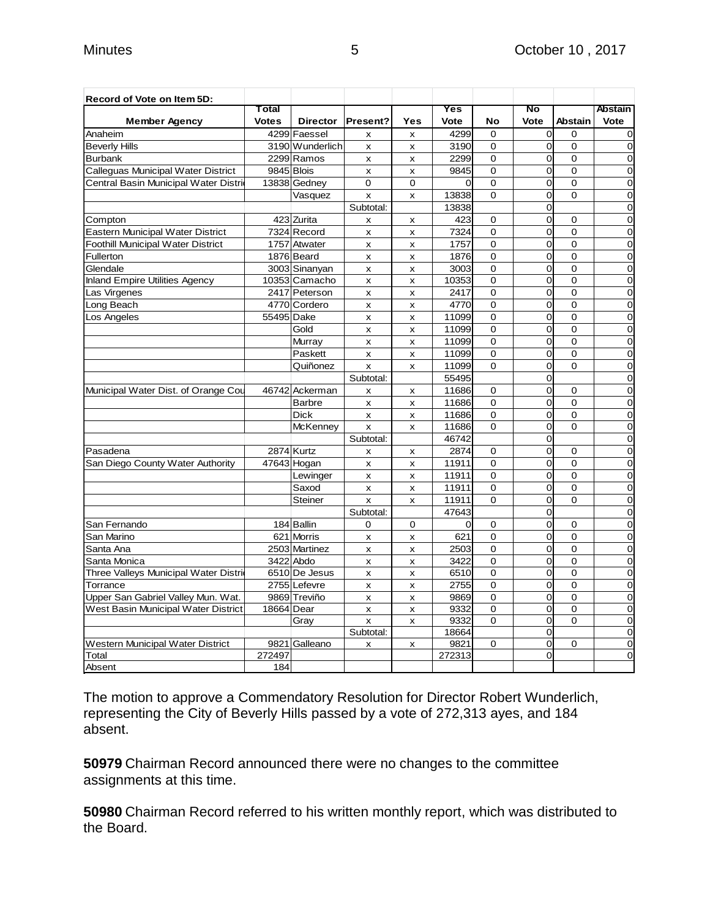| Record of Vote on Item 5D: | | | | | | | | | |
|---|---|---|---|---|---|---|---|---|---|
| **Member Agency** | **Total Votes** | **Director** | **Present?** | **Yes** | **Yes Vote** | **No** | **No Vote** | **Abstain** | **Abstain Vote** |
| Anaheim | 4299 | Faessel | x | x | 4299 | 0 | 0 | 0 | 0 |
| Beverly Hills | 3190 | Wunderlich | x | x | 3190 | 0 | 0 | 0 | 0 |
| Burbank | 2299 | Ramos | x | x | 2299 | 0 | 0 | 0 | 0 |
| Calleguas Municipal Water District | 9845 | Blois | x | x | 9845 | 0 | 0 | 0 | 0 |
| Central Basin Municipal Water Distri | 13838 | Gedney | 0 | 0 | 0 | 0 | 0 | 0 | 0 |
| | | Vasquez | x | x | 13838 | 0 | 0 | 0 | 0 |
| | | | Subtotal: | | 13838 | | 0 | | 0 |
| Compton | 423 | Zurita | x | x | 423 | 0 | 0 | 0 | 0 |
| Eastern Municipal Water District | 7324 | Record | x | x | 7324 | 0 | 0 | 0 | 0 |
| Foothill Municipal Water District | 1757 | Atwater | x | x | 1757 | 0 | 0 | 0 | 0 |
| Fullerton | 1876 | Beard | x | x | 1876 | 0 | 0 | 0 | 0 |
| Glendale | 3003 | Sinanyan | x | x | 3003 | 0 | 0 | 0 | 0 |
| Inland Empire Utilities Agency | 10353 | Camacho | x | x | 10353 | 0 | 0 | 0 | 0 |
| Las Virgenes | 2417 | Peterson | x | x | 2417 | 0 | 0 | 0 | 0 |
| Long Beach | 4770 | Cordero | x | x | 4770 | 0 | 0 | 0 | 0 |
| Los Angeles | 55495 | Dake | x | x | 11099 | 0 | 0 | 0 | 0 |
| | | Gold | x | x | 11099 | 0 | 0 | 0 | 0 |
| | | Murray | x | x | 11099 | 0 | 0 | 0 | 0 |
| | | Paskett | x | x | 11099 | 0 | 0 | 0 | 0 |
| | | Quiñonez | x | x | 11099 | 0 | 0 | 0 | 0 |
| | | | Subtotal: | | 55495 | | 0 | | 0 |
| Municipal Water Dist. of Orange Cou | 46742 | Ackerman | x | x | 11686 | 0 | 0 | 0 | 0 |
| | | Barbre | x | x | 11686 | 0 | 0 | 0 | 0 |
| | | Dick | x | x | 11686 | 0 | 0 | 0 | 0 |
| | | McKenney | x | x | 11686 | 0 | 0 | 0 | 0 |
| | | | Subtotal: | | 46742 | | 0 | | 0 |
| Pasadena | 2874 | Kurtz | x | x | 2874 | 0 | 0 | 0 | 0 |
| San Diego County Water Authority | 47643 | Hogan | x | x | 11911 | 0 | 0 | 0 | 0 |
| | | Lewinger | x | x | 11911 | 0 | 0 | 0 | 0 |
| | | Saxod | x | x | 11911 | 0 | 0 | 0 | 0 |
| | | Steiner | x | x | 11911 | 0 | 0 | 0 | 0 |
| | | | Subtotal: | | 47643 | | 0 | | 0 |
| San Fernando | 184 | Ballin | 0 | 0 | 0 | 0 | 0 | 0 | 0 |
| San Marino | 621 | Morris | x | x | 621 | 0 | 0 | 0 | 0 |
| Santa Ana | 2503 | Martinez | x | x | 2503 | 0 | 0 | 0 | 0 |
| Santa Monica | 3422 | Abdo | x | x | 3422 | 0 | 0 | 0 | 0 |
| Three Valleys Municipal Water Distri | 6510 | De Jesus | x | x | 6510 | 0 | 0 | 0 | 0 |
| Torrance | 2755 | Lefevre | x | x | 2755 | 0 | 0 | 0 | 0 |
| Upper San Gabriel Valley Mun. Wat. | 9869 | Treviño | x | x | 9869 | 0 | 0 | 0 | 0 |
| West Basin Municipal Water District | 18664 | Dear | x | x | 9332 | 0 | 0 | 0 | 0 |
| | | Gray | x | x | 9332 | 0 | 0 | 0 | 0 |
| | | | Subtotal: | | 18664 | | 0 | | 0 |
| Western Municipal Water District | 9821 | Galleano | x | x | 9821 | 0 | 0 | 0 | 0 |
| Total | 272497 | | | | 272313 | | 0 | | 0 |
| Absent | 184 | | | | | | | | |

The motion to approve a Commendatory Resolution for Director Robert Wunderlich, representing the City of Beverly Hills passed by a vote of 272,313 ayes, and 184 absent.

**50979** Chairman Record announced there were no changes to the committee assignments at this time.

**50980** Chairman Record referred to his written monthly report, which was distributed to the Board.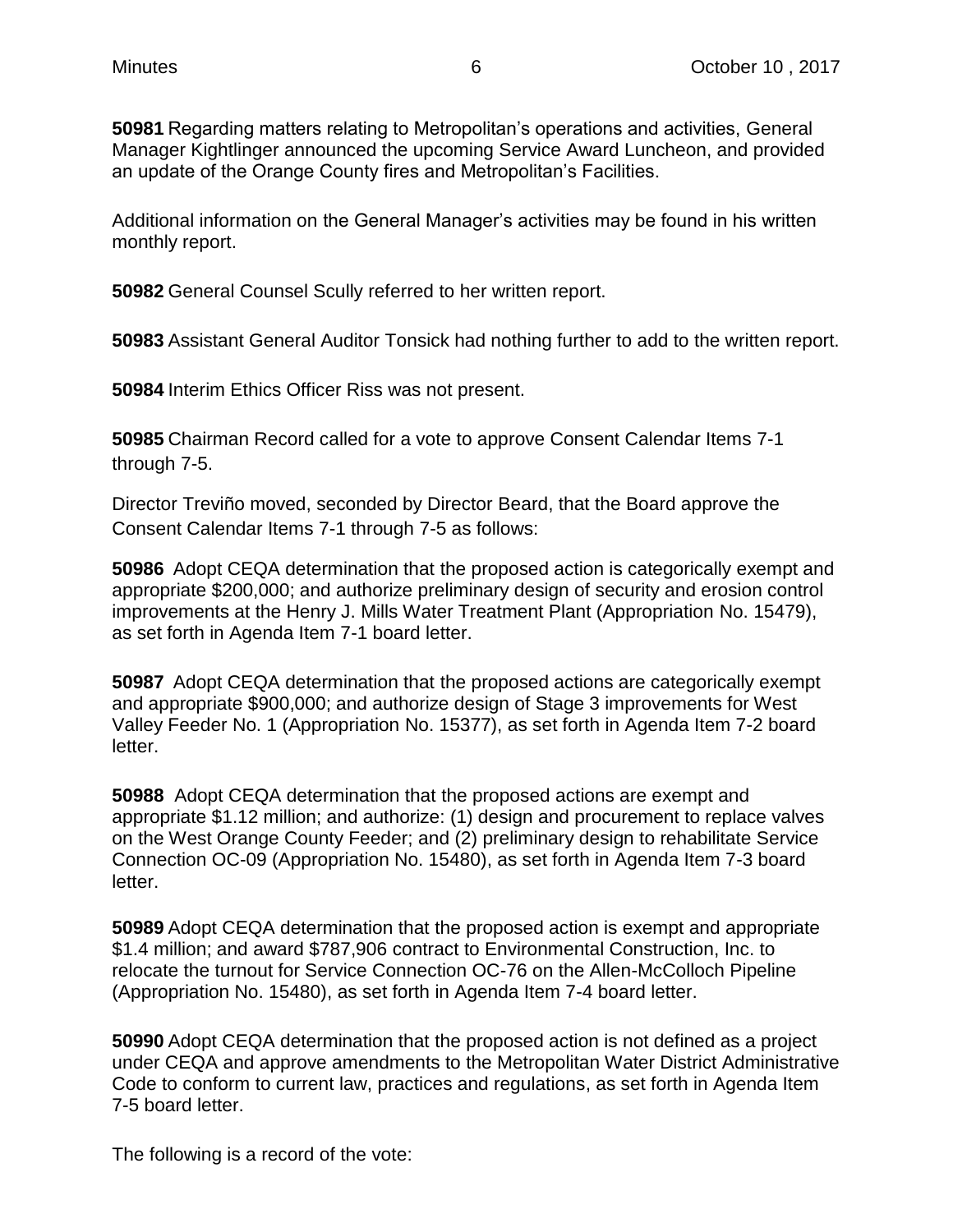**50981** Regarding matters relating to Metropolitan's operations and activities, General Manager Kightlinger announced the upcoming Service Award Luncheon, and provided an update of the Orange County fires and Metropolitan's Facilities.

Additional information on the General Manager's activities may be found in his written monthly report.

**50982** General Counsel Scully referred to her written report.

**50983** Assistant General Auditor Tonsick had nothing further to add to the written report.

**50984** Interim Ethics Officer Riss was not present.

**50985** Chairman Record called for a vote to approve Consent Calendar Items 7-1 through 7-5.

Director Treviño moved, seconded by Director Beard, that the Board approve the Consent Calendar Items 7-1 through 7-5 as follows:

**50986** Adopt CEQA determination that the proposed action is categorically exempt and appropriate $200,000; and authorize preliminary design of security and erosion control improvements at the Henry J. Mills Water Treatment Plant (Appropriation No. 15479), as set forth in Agenda Item 7-1 board letter.

**50987** Adopt CEQA determination that the proposed actions are categorically exempt and appropriate $900,000; and authorize design of Stage 3 improvements for West Valley Feeder No. 1 (Appropriation No. 15377), as set forth in Agenda Item 7-2 board letter.

**50988** Adopt CEQA determination that the proposed actions are exempt and appropriate $1.12 million; and authorize: (1) design and procurement to replace valves on the West Orange County Feeder; and (2) preliminary design to rehabilitate Service Connection OC-09 (Appropriation No. 15480), as set forth in Agenda Item 7-3 board letter.

**50989** Adopt CEQA determination that the proposed action is exempt and appropriate $1.4 million; and award $787,906 contract to Environmental Construction, Inc. to relocate the turnout for Service Connection OC-76 on the Allen-McColloch Pipeline (Appropriation No. 15480), as set forth in Agenda Item 7-4 board letter.

**50990** Adopt CEQA determination that the proposed action is not defined as a project under CEQA and approve amendments to the Metropolitan Water District Administrative Code to conform to current law, practices and regulations, as set forth in Agenda Item 7-5 board letter.

The following is a record of the vote: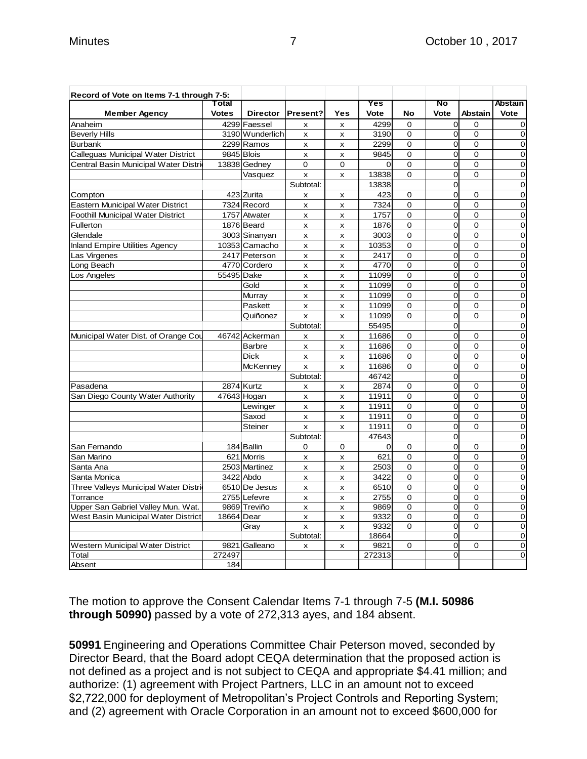| Record of Vote on Items 7-1 through 7-5: | | | | | | | | | |
|---|---|---|---|---|---|---|---|---|---|
| Member Agency | Total Votes | Director | Present? | Yes | Yes Vote | No | No Vote | Abstain | Abstain Vote |
| Anaheim | 4299 | Faessel | x | x | 4299 | 0 | 0 | 0 | 0 |
| Beverly Hills | 3190 | Wunderlich | x | x | 3190 | 0 | 0 | 0 | 0 |
| Burbank | 2299 | Ramos | x | x | 2299 | 0 | 0 | 0 | 0 |
| Calleguas Municipal Water District | 9845 | Blois | x | x | 9845 | 0 | 0 | 0 | 0 |
| Central Basin Municipal Water Distri | 13838 | Gedney | 0 | 0 | 0 | 0 | 0 | 0 | 0 |
| | | Vasquez | x | x | 13838 | 0 | 0 | 0 | 0 |
| | | | Subtotal: | | 13838 | | 0 | | 0 |
| Compton | 423 | Zurita | x | x | 423 | 0 | 0 | 0 | 0 |
| Eastern Municipal Water District | 7324 | Record | x | x | 7324 | 0 | 0 | 0 | 0 |
| Foothill Municipal Water District | 1757 | Atwater | x | x | 1757 | 0 | 0 | 0 | 0 |
| Fullerton | 1876 | Beard | x | x | 1876 | 0 | 0 | 0 | 0 |
| Glendale | 3003 | Sinanyan | x | x | 3003 | 0 | 0 | 0 | 0 |
| Inland Empire Utilities Agency | 10353 | Camacho | x | x | 10353 | 0 | 0 | 0 | 0 |
| Las Virgenes | 2417 | Peterson | x | x | 2417 | 0 | 0 | 0 | 0 |
| Long Beach | 4770 | Cordero | x | x | 4770 | 0 | 0 | 0 | 0 |
| Los Angeles | 55495 | Dake | x | x | 11099 | 0 | 0 | 0 | 0 |
| | | Gold | x | x | 11099 | 0 | 0 | 0 | 0 |
| | | Murray | x | x | 11099 | 0 | 0 | 0 | 0 |
| | | Paskett | x | x | 11099 | 0 | 0 | 0 | 0 |
| | | Quiñonez | x | x | 11099 | 0 | 0 | 0 | 0 |
| | | | Subtotal: | | 55495 | | 0 | | 0 |
| Municipal Water Dist. of Orange Cou | 46742 | Ackerman | x | x | 11686 | 0 | 0 | 0 | 0 |
| | | Barbre | x | x | 11686 | 0 | 0 | 0 | 0 |
| | | Dick | x | x | 11686 | 0 | 0 | 0 | 0 |
| | | McKenney | x | x | 11686 | 0 | 0 | 0 | 0 |
| | | | Subtotal: | | 46742 | | 0 | | 0 |
| Pasadena | 2874 | Kurtz | x | x | 2874 | 0 | 0 | 0 | 0 |
| San Diego County Water Authority | 47643 | Hogan | x | x | 11911 | 0 | 0 | 0 | 0 |
| | | Lewinger | x | x | 11911 | 0 | 0 | 0 | 0 |
| | | Saxod | x | x | 11911 | 0 | 0 | 0 | 0 |
| | | Steiner | x | x | 11911 | 0 | 0 | 0 | 0 |
| | | | Subtotal: | | 47643 | | 0 | | 0 |
| San Fernando | 184 | Ballin | 0 | 0 | 0 | 0 | 0 | 0 | 0 |
| San Marino | 621 | Morris | x | x | 621 | 0 | 0 | 0 | 0 |
| Santa Ana | 2503 | Martinez | x | x | 2503 | 0 | 0 | 0 | 0 |
| Santa Monica | 3422 | Abdo | x | x | 3422 | 0 | 0 | 0 | 0 |
| Three Valleys Municipal Water Distri | 6510 | De Jesus | x | x | 6510 | 0 | 0 | 0 | 0 |
| Torrance | 2755 | Lefevre | x | x | 2755 | 0 | 0 | 0 | 0 |
| Upper San Gabriel Valley Mun. Wat. | 9869 | Treviño | x | x | 9869 | 0 | 0 | 0 | 0 |
| West Basin Municipal Water District | 18664 | Dear | x | x | 9332 | 0 | 0 | 0 | 0 |
| | | Gray | x | x | 9332 | 0 | 0 | 0 | 0 |
| | | | Subtotal: | | 18664 | | 0 | | 0 |
| Western Municipal Water District | 9821 | Galleano | x | x | 9821 | 0 | 0 | 0 | 0 |
| Total | 272497 | | | | 272313 | | 0 | | 0 |
| Absent | 184 | | | | | | | | |

The motion to approve the Consent Calendar Items 7-1 through 7-5 **(M.I. 50986 through 50990)** passed by a vote of 272,313 ayes, and 184 absent.

**50991** Engineering and Operations Committee Chair Peterson moved, seconded by Director Beard, that the Board adopt CEQA determination that the proposed action is not defined as a project and is not subject to CEQA and appropriate $4.41 million; and authorize: (1) agreement with Project Partners, LLC in an amount not to exceed $2,722,000 for deployment of Metropolitan's Project Controls and Reporting System; and (2) agreement with Oracle Corporation in an amount not to exceed $600,000 for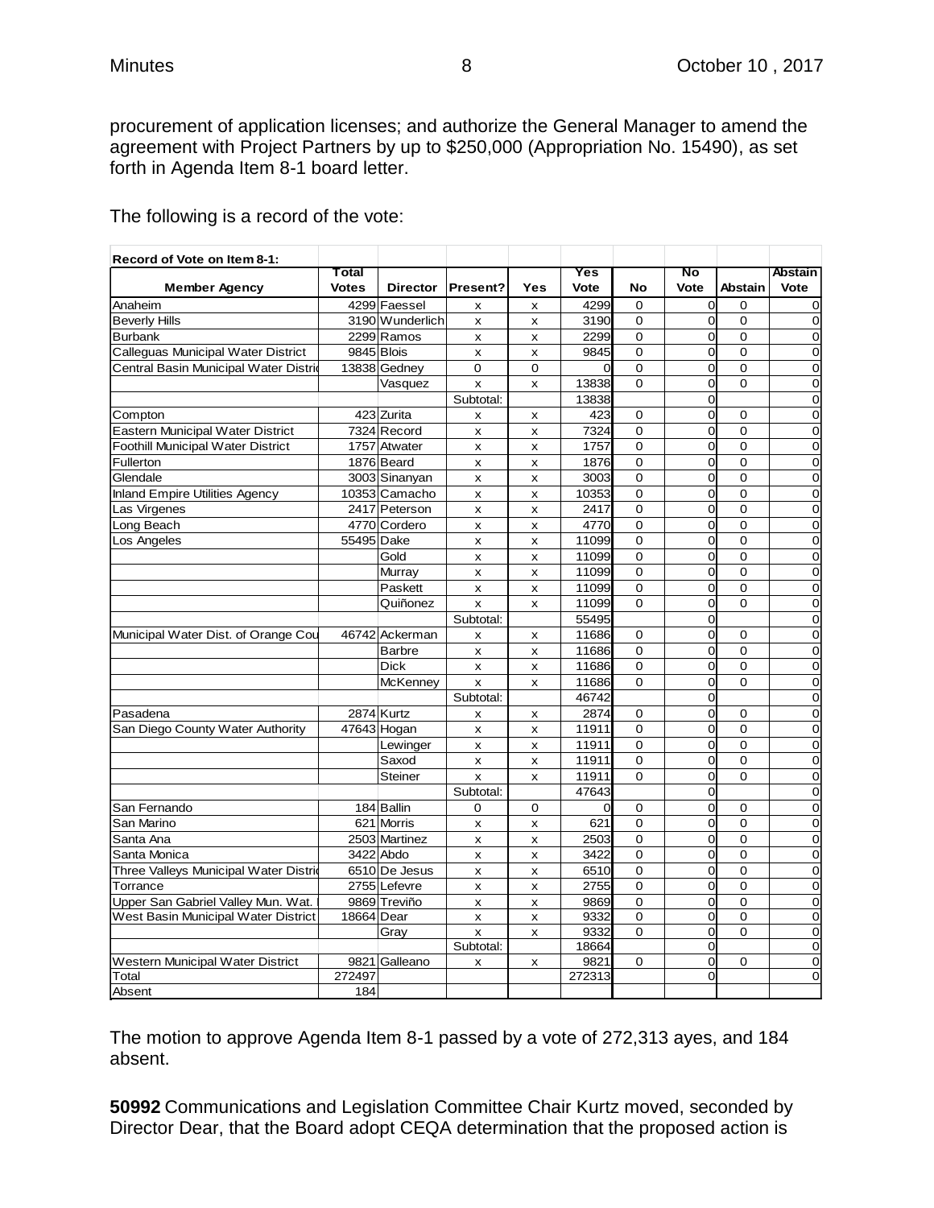procurement of application licenses; and authorize the General Manager to amend the agreement with Project Partners by up to $250,000 (Appropriation No. 15490), as set forth in Agenda Item 8-1 board letter.

The following is a record of the vote:

| Record of Vote on Item 8-1: | | | | | | | | | |
|---|---|---|---|---|---|---|---|---|---|
| **Member Agency** | **Total Votes** | **Director** | **Present?** | **Yes** | **Yes Vote** | **No** | **No Vote** | **Abstain** | **Abstain Vote** |
| Anaheim | 4299 | Faessel | x | x | 4299 | 0 | 0 | 0 | 0 |
| Beverly Hills | 3190 | Wunderlich | x | x | 3190 | 0 | 0 | 0 | 0 |
| Burbank | 2299 | Ramos | x | x | 2299 | 0 | 0 | 0 | 0 |
| Calleguas Municipal Water District | 9845 | Blois | x | x | 9845 | 0 | 0 | 0 | 0 |
| Central Basin Municipal Water Distric | 13838 | Gedney | 0 | 0 | 0 | 0 | 0 | 0 | 0 |
| | | Vasquez | x | x | 13838 | 0 | 0 | 0 | 0 |
| | | | Subtotal: | | 13838 | | 0 | | 0 |
| Compton | 423 | Zurita | x | x | 423 | 0 | 0 | 0 | 0 |
| Eastern Municipal Water District | 7324 | Record | x | x | 7324 | 0 | 0 | 0 | 0 |
| Foothill Municipal Water District | 1757 | Atwater | x | x | 1757 | 0 | 0 | 0 | 0 |
| Fullerton | 1876 | Beard | x | x | 1876 | 0 | 0 | 0 | 0 |
| Glendale | 3003 | Sinanyan | x | x | 3003 | 0 | 0 | 0 | 0 |
| Inland Empire Utilities Agency | 10353 | Camacho | x | x | 10353 | 0 | 0 | 0 | 0 |
| Las Virgenes | 2417 | Peterson | x | x | 2417 | 0 | 0 | 0 | 0 |
| Long Beach | 4770 | Cordero | x | x | 4770 | 0 | 0 | 0 | 0 |
| Los Angeles | 55495 | Dake | x | x | 11099 | 0 | 0 | 0 | 0 |
| | | Gold | x | x | 11099 | 0 | 0 | 0 | 0 |
| | | Murray | x | x | 11099 | 0 | 0 | 0 | 0 |
| | | Paskett | x | x | 11099 | 0 | 0 | 0 | 0 |
| | | Quiñonez | x | x | 11099 | 0 | 0 | 0 | 0 |
| | | | Subtotal: | | 55495 | | 0 | | 0 |
| Municipal Water Dist. of Orange Cou | 46742 | Ackerman | x | x | 11686 | 0 | 0 | 0 | 0 |
| | | Barbre | x | x | 11686 | 0 | 0 | 0 | 0 |
| | | Dick | x | x | 11686 | 0 | 0 | 0 | 0 |
| | | McKenney | x | x | 11686 | 0 | 0 | 0 | 0 |
| | | | Subtotal: | | 46742 | | 0 | | 0 |
| Pasadena | 2874 | Kurtz | x | x | 2874 | 0 | 0 | 0 | 0 |
| San Diego County Water Authority | 47643 | Hogan | x | x | 11911 | 0 | 0 | 0 | 0 |
| | | Lewinger | x | x | 11911 | 0 | 0 | 0 | 0 |
| | | Saxod | x | x | 11911 | 0 | 0 | 0 | 0 |
| | | Steiner | x | x | 11911 | 0 | 0 | 0 | 0 |
| | | | Subtotal: | | 47643 | | 0 | | 0 |
| San Fernando | 184 | Ballin | 0 | 0 | 0 | 0 | 0 | 0 | 0 |
| San Marino | 621 | Morris | x | x | 621 | 0 | 0 | 0 | 0 |
| Santa Ana | 2503 | Martinez | x | x | 2503 | 0 | 0 | 0 | 0 |
| Santa Monica | 3422 | Abdo | x | x | 3422 | 0 | 0 | 0 | 0 |
| Three Valleys Municipal Water Distric | 6510 | De Jesus | x | x | 6510 | 0 | 0 | 0 | 0 |
| Torrance | 2755 | Lefevre | x | x | 2755 | 0 | 0 | 0 | 0 |
| Upper San Gabriel Valley Mun. Wat. | 9869 | Treviño | x | x | 9869 | 0 | 0 | 0 | 0 |
| West Basin Municipal Water District | 18664 | Dear | x | x | 9332 | 0 | 0 | 0 | 0 |
| | | Gray | x | x | 9332 | 0 | 0 | 0 | 0 |
| | | | Subtotal: | | 18664 | | 0 | | 0 |
| Western Municipal Water District | 9821 | Galleano | x | x | 9821 | 0 | 0 | 0 | 0 |
| Total | 272497 | | | | 272313 | | 0 | | 0 |
| Absent | 184 | | | | | | | | |

The motion to approve Agenda Item 8-1 passed by a vote of 272,313 ayes, and 184 absent.

**50992** Communications and Legislation Committee Chair Kurtz moved, seconded by Director Dear, that the Board adopt CEQA determination that the proposed action is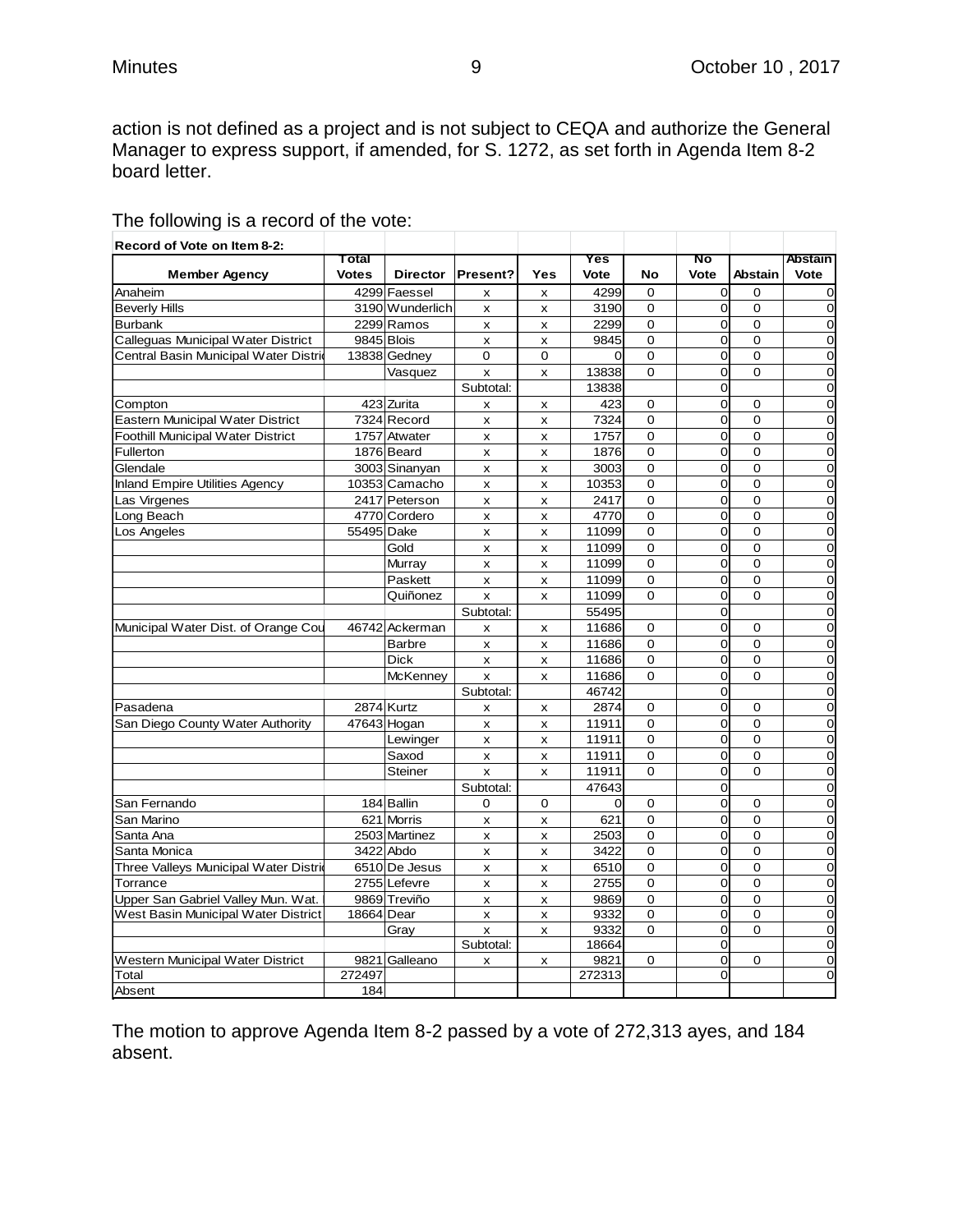action is not defined as a project and is not subject to CEQA and authorize the General Manager to express support, if amended, for S. 1272, as set forth in Agenda Item 8-2 board letter.

The following is a record of the vote:

| Record of Vote on Item 8-2: | | | | | | | | | |
|---|---|---|---|---|---|---|---|---|---|
| Member Agency | Total Votes | Director | Present? | Yes | Yes Vote | No | No Vote | Abstain | Abstain Vote |
| Anaheim | 4299 | Faessel | x | x | 4299 | 0 | 0 | 0 | 0 |
| Beverly Hills | 3190 | Wunderlich | x | x | 3190 | 0 | 0 | 0 | 0 |
| Burbank | 2299 | Ramos | x | x | 2299 | 0 | 0 | 0 | 0 |
| Calleguas Municipal Water District | 9845 | Blois | x | x | 9845 | 0 | 0 | 0 | 0 |
| Central Basin Municipal Water Distri | 13838 | Gedney | 0 | 0 | 0 | 0 | 0 | 0 | 0 |
| | | Vasquez | x | x | 13838 | 0 | 0 | 0 | 0 |
| | | | Subtotal: | | 13838 | | 0 | | 0 |
| Compton | 423 | Zurita | x | x | 423 | 0 | 0 | 0 | 0 |
| Eastern Municipal Water District | 7324 | Record | x | x | 7324 | 0 | 0 | 0 | 0 |
| Foothill Municipal Water District | 1757 | Atwater | x | x | 1757 | 0 | 0 | 0 | 0 |
| Fullerton | 1876 | Beard | x | x | 1876 | 0 | 0 | 0 | 0 |
| Glendale | 3003 | Sinanyan | x | x | 3003 | 0 | 0 | 0 | 0 |
| Inland Empire Utilities Agency | 10353 | Camacho | x | x | 10353 | 0 | 0 | 0 | 0 |
| Las Virgenes | 2417 | Peterson | x | x | 2417 | 0 | 0 | 0 | 0 |
| Long Beach | 4770 | Cordero | x | x | 4770 | 0 | 0 | 0 | 0 |
| Los Angeles | 55495 | Dake | x | x | 11099 | 0 | 0 | 0 | 0 |
| | | Gold | x | x | 11099 | 0 | 0 | 0 | 0 |
| | | Murray | x | x | 11099 | 0 | 0 | 0 | 0 |
| | | Paskett | x | x | 11099 | 0 | 0 | 0 | 0 |
| | | Quiñonez | x | x | 11099 | 0 | 0 | 0 | 0 |
| | | | Subtotal: | | 55495 | | 0 | | 0 |
| Municipal Water Dist. of Orange Cou | 46742 | Ackerman | x | x | 11686 | 0 | 0 | 0 | 0 |
| | | Barbre | x | x | 11686 | 0 | 0 | 0 | 0 |
| | | Dick | x | x | 11686 | 0 | 0 | 0 | 0 |
| | | McKenney | x | x | 11686 | 0 | 0 | 0 | 0 |
| | | | Subtotal: | | 46742 | | 0 | | 0 |
| Pasadena | 2874 | Kurtz | x | x | 2874 | 0 | 0 | 0 | 0 |
| San Diego County Water Authority | 47643 | Hogan | x | x | 11911 | 0 | 0 | 0 | 0 |
| | | Lewinger | x | x | 11911 | 0 | 0 | 0 | 0 |
| | | Saxod | x | x | 11911 | 0 | 0 | 0 | 0 |
| | | Steiner | x | x | 11911 | 0 | 0 | 0 | 0 |
| | | | Subtotal: | | 47643 | | 0 | | 0 |
| San Fernando | 184 | Ballin | 0 | 0 | 0 | 0 | 0 | 0 | 0 |
| San Marino | 621 | Morris | x | x | 621 | 0 | 0 | 0 | 0 |
| Santa Ana | 2503 | Martinez | x | x | 2503 | 0 | 0 | 0 | 0 |
| Santa Monica | 3422 | Abdo | x | x | 3422 | 0 | 0 | 0 | 0 |
| Three Valleys Municipal Water Distri | 6510 | De Jesus | x | x | 6510 | 0 | 0 | 0 | 0 |
| Torrance | 2755 | Lefevre | x | x | 2755 | 0 | 0 | 0 | 0 |
| Upper San Gabriel Valley Mun. Wat. | 9869 | Treviño | x | x | 9869 | 0 | 0 | 0 | 0 |
| West Basin Municipal Water District | 18664 | Dear | x | x | 9332 | 0 | 0 | 0 | 0 |
| | | Gray | x | x | 9332 | 0 | 0 | 0 | 0 |
| | | | Subtotal: | | 18664 | | 0 | | 0 |
| Western Municipal Water District | 9821 | Galleano | x | x | 9821 | 0 | 0 | 0 | 0 |
| Total | 272497 | | | | 272313 | | 0 | | 0 |
| Absent | 184 | | | | | | | | |

The motion to approve Agenda Item 8-2 passed by a vote of 272,313 ayes, and 184 absent.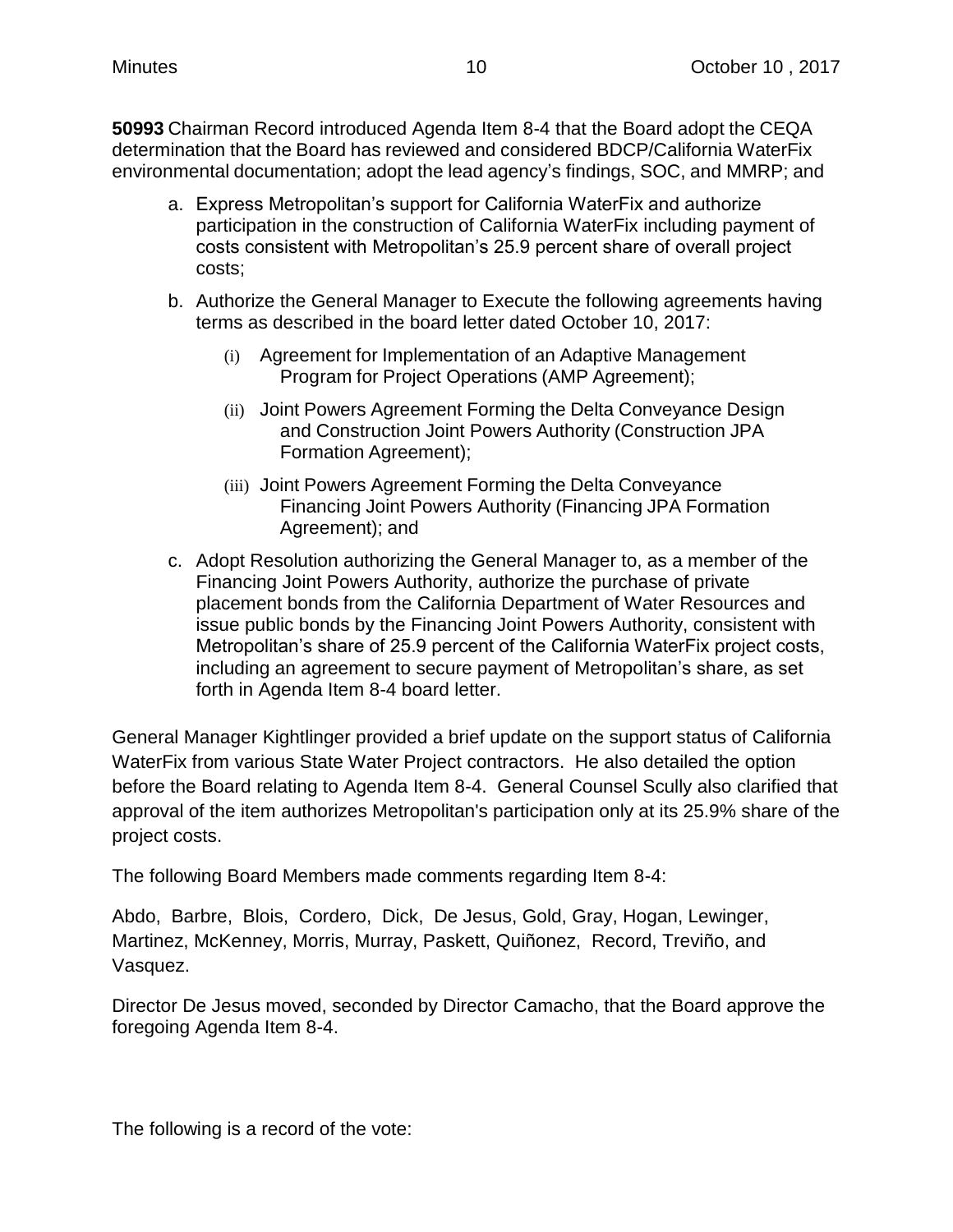**50993** Chairman Record introduced Agenda Item 8-4 that the Board adopt the CEQA determination that the Board has reviewed and considered BDCP/California WaterFix environmental documentation; adopt the lead agency's findings, SOC, and MMRP; and

a. Express Metropolitan's support for California WaterFix and authorize participation in the construction of California WaterFix including payment of costs consistent with Metropolitan's 25.9 percent share of overall project costs;

b. Authorize the General Manager to Execute the following agreements having terms as described in the board letter dated October 10, 2017:

   (i) Agreement for Implementation of an Adaptive Management Program for Project Operations (AMP Agreement);

   (ii) Joint Powers Agreement Forming the Delta Conveyance Design and Construction Joint Powers Authority (Construction JPA Formation Agreement);

   (iii) Joint Powers Agreement Forming the Delta Conveyance Financing Joint Powers Authority (Financing JPA Formation Agreement); and

c. Adopt Resolution authorizing the General Manager to, as a member of the Financing Joint Powers Authority, authorize the purchase of private placement bonds from the California Department of Water Resources and issue public bonds by the Financing Joint Powers Authority, consistent with Metropolitan's share of 25.9 percent of the California WaterFix project costs, including an agreement to secure payment of Metropolitan's share, as set forth in Agenda Item 8-4 board letter.

General Manager Kightlinger provided a brief update on the support status of California WaterFix from various State Water Project contractors. He also detailed the option before the Board relating to Agenda Item 8-4. General Counsel Scully also clarified that approval of the item authorizes Metropolitan's participation only at its 25.9% share of the project costs.

The following Board Members made comments regarding Item 8-4:

Abdo, Barbre, Blois, Cordero, Dick, De Jesus, Gold, Gray, Hogan, Lewinger, Martinez, McKenney, Morris, Murray, Paskett, Quiñonez, Record, Treviño, and Vasquez.

Director De Jesus moved, seconded by Director Camacho, that the Board approve the foregoing Agenda Item 8-4.

The following is a record of the vote: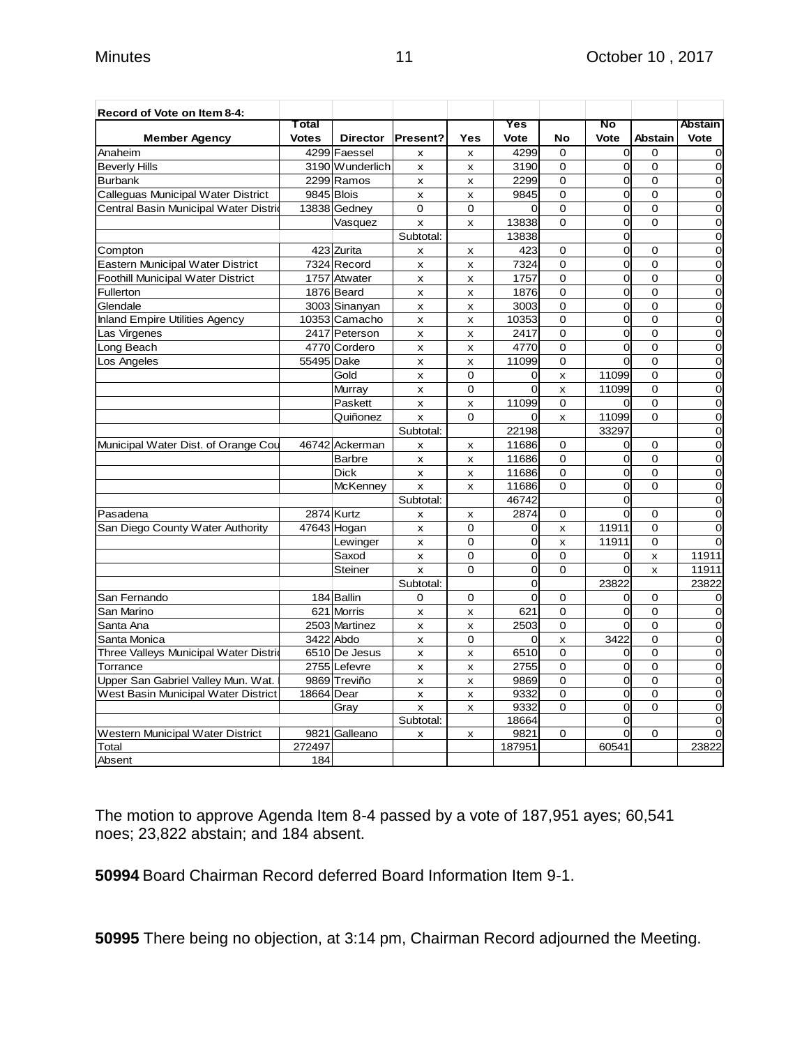| Record of Vote on Item 8-4: | | | | | | | | | |
|---|---|---|---|---|---|---|---|---|---|
| Member Agency | Total Votes | Director | Present? | Yes | Yes Vote | No | No Vote | Abstain | Abstain Vote |
| Anaheim | 4299 | Faessel | x | x | 4299 | 0 | 0 | 0 | 0 |
| Beverly Hills | 3190 | Wunderlich | x | x | 3190 | 0 | 0 | 0 | 0 |
| Burbank | 2299 | Ramos | x | x | 2299 | 0 | 0 | 0 | 0 |
| Calleguas Municipal Water District | 9845 | Blois | x | x | 9845 | 0 | 0 | 0 | 0 |
| Central Basin Municipal Water Distri | 13838 | Gedney | 0 | 0 | 0 | 0 | 0 | 0 | 0 |
| | | Vasquez | x | x | 13838 | 0 | 0 | 0 | 0 |
| | | | Subtotal: | | 13838 | | 0 | | 0 |
| Compton | 423 | Zurita | x | x | 423 | 0 | 0 | 0 | 0 |
| Eastern Municipal Water District | 7324 | Record | x | x | 7324 | 0 | 0 | 0 | 0 |
| Foothill Municipal Water District | 1757 | Atwater | x | x | 1757 | 0 | 0 | 0 | 0 |
| Fullerton | 1876 | Beard | x | x | 1876 | 0 | 0 | 0 | 0 |
| Glendale | 3003 | Sinanyan | x | x | 3003 | 0 | 0 | 0 | 0 |
| Inland Empire Utilities Agency | 10353 | Camacho | x | x | 10353 | 0 | 0 | 0 | 0 |
| Las Virgenes | 2417 | Peterson | x | x | 2417 | 0 | 0 | 0 | 0 |
| Long Beach | 4770 | Cordero | x | x | 4770 | 0 | 0 | 0 | 0 |
| Los Angeles | 55495 | Dake | x | x | 11099 | 0 | 0 | 0 | 0 |
| | | Gold | x | 0 | 0 | x | 11099 | 0 | 0 |
| | | Murray | x | 0 | 0 | x | 11099 | 0 | 0 |
| | | Paskett | x | x | 11099 | 0 | 0 | 0 | 0 |
| | | Quiñonez | x | 0 | 0 | x | 11099 | 0 | 0 |
| | | | Subtotal: | | 22198 | | 33297 | | 0 |
| Municipal Water Dist. of Orange Cou | 46742 | Ackerman | x | x | 11686 | 0 | 0 | 0 | 0 |
| | | Barbre | x | x | 11686 | 0 | 0 | 0 | 0 |
| | | Dick | x | x | 11686 | 0 | 0 | 0 | 0 |
| | | McKenney | x | x | 11686 | 0 | 0 | 0 | 0 |
| | | | Subtotal: | | 46742 | | 0 | | 0 |
| Pasadena | 2874 | Kurtz | x | x | 2874 | 0 | 0 | 0 | 0 |
| San Diego County Water Authority | 47643 | Hogan | x | 0 | 0 | x | 11911 | 0 | 0 |
| | | Lewinger | x | 0 | 0 | x | 11911 | 0 | 0 |
| | | Saxod | x | 0 | 0 | 0 | 0 | x | 11911 |
| | | Steiner | x | 0 | 0 | 0 | 0 | x | 11911 |
| | | | Subtotal: | | 0 | | 23822 | | 23822 |
| San Fernando | 184 | Ballin | 0 | 0 | 0 | 0 | 0 | 0 | 0 |
| San Marino | 621 | Morris | x | x | 621 | 0 | 0 | 0 | 0 |
| Santa Ana | 2503 | Martinez | x | x | 2503 | 0 | 0 | 0 | 0 |
| Santa Monica | 3422 | Abdo | x | 0 | 0 | x | 3422 | 0 | 0 |
| Three Valleys Municipal Water Distri | 6510 | De Jesus | x | x | 6510 | 0 | 0 | 0 | 0 |
| Torrance | 2755 | Lefevre | x | x | 2755 | 0 | 0 | 0 | 0 |
| Upper San Gabriel Valley Mun. Wat. | 9869 | Treviño | x | x | 9869 | 0 | 0 | 0 | 0 |
| West Basin Municipal Water District | 18664 | Dear | x | x | 9332 | 0 | 0 | 0 | 0 |
| | | Gray | x | x | 9332 | 0 | 0 | 0 | 0 |
| | | | Subtotal: | | 18664 | | 0 | | 0 |
| Western Municipal Water District | 9821 | Galleano | x | x | 9821 | 0 | 0 | 0 | 0 |
| Total | 272497 | | | | 187951 | | 60541 | | 23822 |
| Absent | 184 | | | | | | | | |

The motion to approve Agenda Item 8-4 passed by a vote of 187,951 ayes; 60,541 noes; 23,822 abstain; and 184 absent.

**50994** Board Chairman Record deferred Board Information Item 9-1.

**50995** There being no objection, at 3:14 pm, Chairman Record adjourned the Meeting.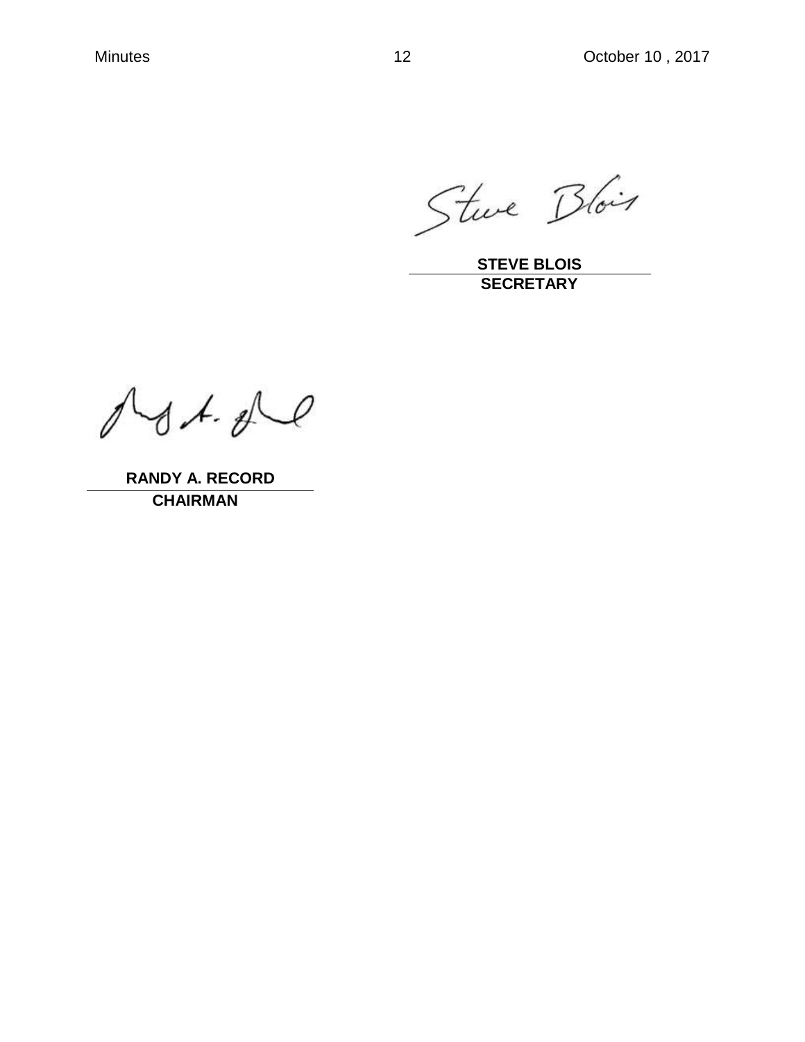Steve Blois

**STEVE BLOIS**
**SECRETARY**

**RANDY A. RECORD**
**CHAIRMAN**